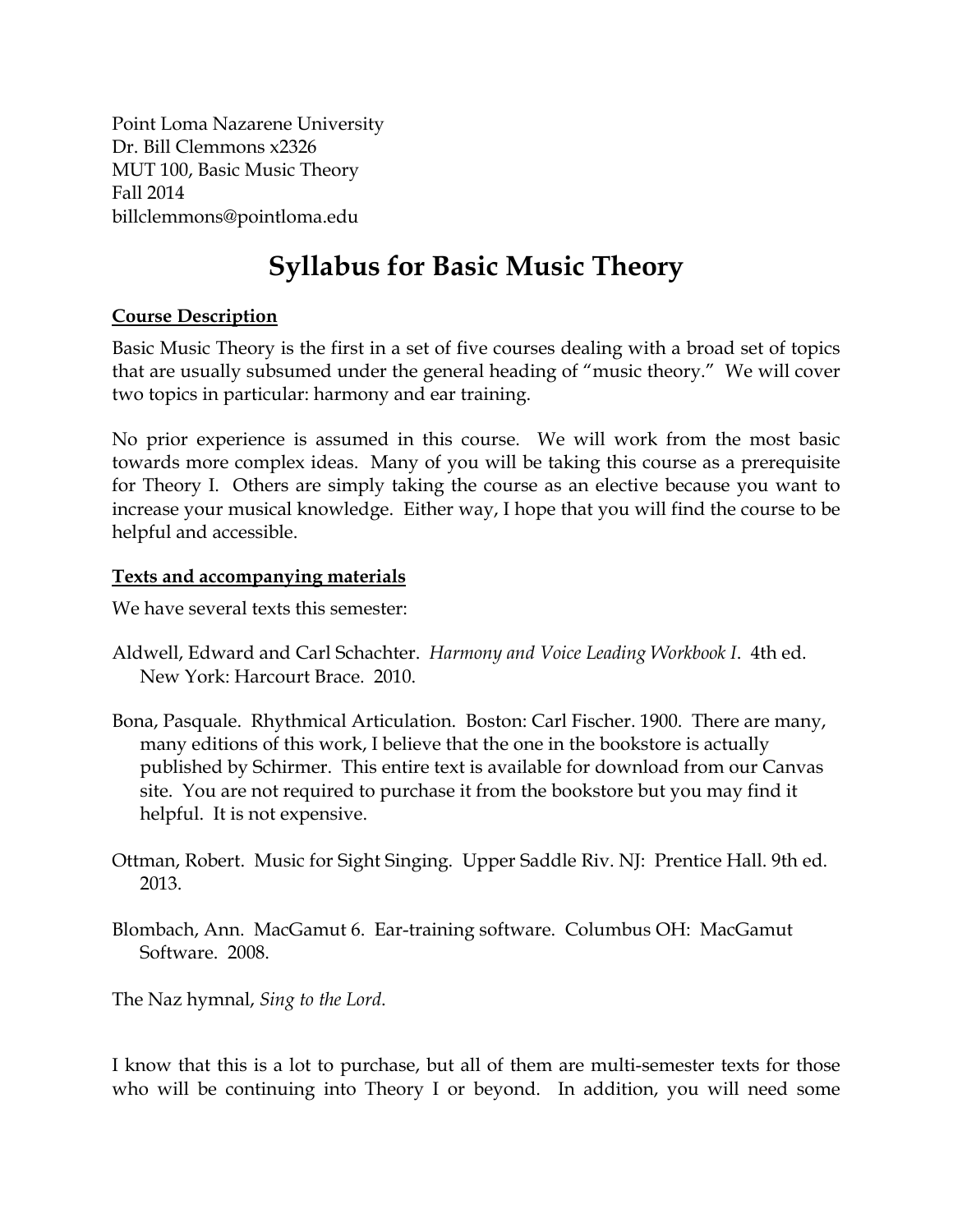Point Loma Nazarene University
Dr. Bill Clemmons x2326
MUT 100, Basic Music Theory
Fall 2014
billclemmons@pointloma.edu

# Syllabus for Basic Music Theory

## Course Description

Basic Music Theory is the first in a set of five courses dealing with a broad set of topics that are usually subsumed under the general heading of "music theory." We will cover two topics in particular: harmony and ear training.

No prior experience is assumed in this course. We will work from the most basic towards more complex ideas. Many of you will be taking this course as a prerequisite for Theory I. Others are simply taking the course as an elective because you want to increase your musical knowledge. Either way, I hope that you will find the course to be helpful and accessible.

## Texts and accompanying materials

We have several texts this semester:

Aldwell, Edward and Carl Schachter. *Harmony and Voice Leading Workbook I*. 4th ed. New York: Harcourt Brace. 2010.

Bona, Pasquale. Rhythmical Articulation. Boston: Carl Fischer. 1900. There are many, many editions of this work, I believe that the one in the bookstore is actually published by Schirmer. This entire text is available for download from our Canvas site. You are not required to purchase it from the bookstore but you may find it helpful. It is not expensive.

Ottman, Robert. Music for Sight Singing. Upper Saddle Riv. NJ: Prentice Hall. 9th ed. 2013.

Blombach, Ann. MacGamut 6. Ear-training software. Columbus OH: MacGamut Software. 2008.

The Naz hymnal, *Sing to the Lord*.

I know that this is a lot to purchase, but all of them are multi-semester texts for those who will be continuing into Theory I or beyond. In addition, you will need some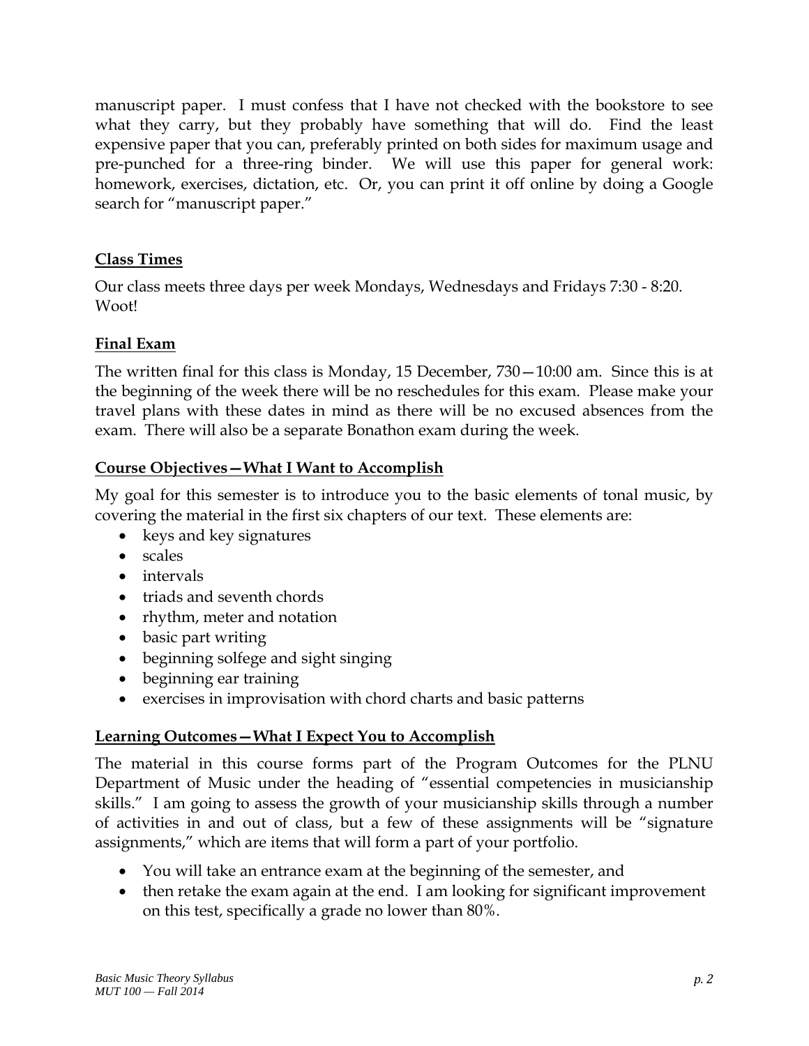manuscript paper. I must confess that I have not checked with the bookstore to see what they carry, but they probably have something that will do. Find the least expensive paper that you can, preferably printed on both sides for maximum usage and pre-punched for a three-ring binder. We will use this paper for general work: homework, exercises, dictation, etc. Or, you can print it off online by doing a Google search for "manuscript paper."

## Class Times

Our class meets three days per week Mondays, Wednesdays and Fridays 7:30 - 8:20. Woot!

## Final Exam

The written final for this class is Monday, 15 December, 730—10:00 am. Since this is at the beginning of the week there will be no reschedules for this exam. Please make your travel plans with these dates in mind as there will be no excused absences from the exam. There will also be a separate Bonathon exam during the week.

## Course Objectives—What I Want to Accomplish

My goal for this semester is to introduce you to the basic elements of tonal music, by covering the material in the first six chapters of our text. These elements are:

- keys and key signatures
- scales
- intervals
- triads and seventh chords
- rhythm, meter and notation
- basic part writing
- beginning solfege and sight singing
- beginning ear training
- exercises in improvisation with chord charts and basic patterns

## Learning Outcomes—What I Expect You to Accomplish

The material in this course forms part of the Program Outcomes for the PLNU Department of Music under the heading of "essential competencies in musicianship skills." I am going to assess the growth of your musicianship skills through a number of activities in and out of class, but a few of these assignments will be "signature assignments," which are items that will form a part of your portfolio.

- You will take an entrance exam at the beginning of the semester, and
- then retake the exam again at the end. I am looking for significant improvement on this test, specifically a grade no lower than 80%.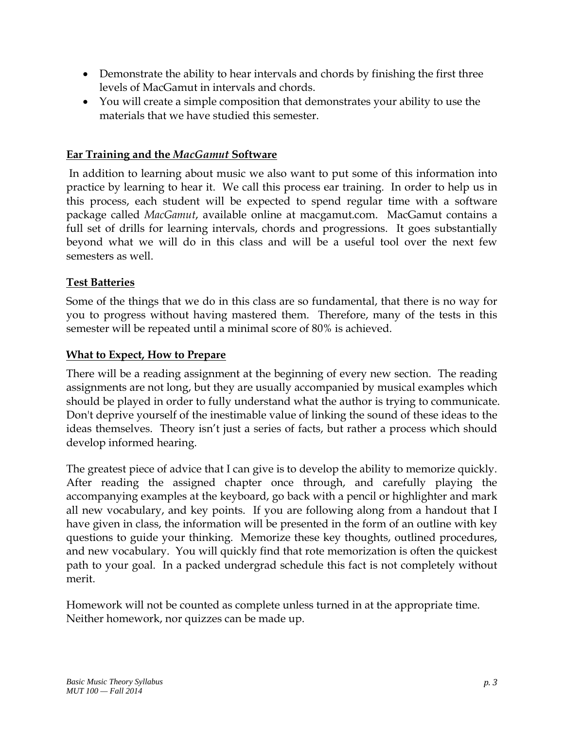- Demonstrate the ability to hear intervals and chords by finishing the first three levels of MacGamut in intervals and chords.
- You will create a simple composition that demonstrates your ability to use the materials that we have studied this semester.

## Ear Training and the *MacGamut* Software

In addition to learning about music we also want to put some of this information into practice by learning to hear it. We call this process ear training. In order to help us in this process, each student will be expected to spend regular time with a software package called *MacGamut*, available online at macgamut.com. MacGamut contains a full set of drills for learning intervals, chords and progressions. It goes substantially beyond what we will do in this class and will be a useful tool over the next few semesters as well.

## Test Batteries

Some of the things that we do in this class are so fundamental, that there is no way for you to progress without having mastered them. Therefore, many of the tests in this semester will be repeated until a minimal score of 80% is achieved.

## What to Expect, How to Prepare

There will be a reading assignment at the beginning of every new section. The reading assignments are not long, but they are usually accompanied by musical examples which should be played in order to fully understand what the author is trying to communicate. Don't deprive yourself of the inestimable value of linking the sound of these ideas to the ideas themselves. Theory isn't just a series of facts, but rather a process which should develop informed hearing.

The greatest piece of advice that I can give is to develop the ability to memorize quickly. After reading the assigned chapter once through, and carefully playing the accompanying examples at the keyboard, go back with a pencil or highlighter and mark all new vocabulary, and key points. If you are following along from a handout that I have given in class, the information will be presented in the form of an outline with key questions to guide your thinking. Memorize these key thoughts, outlined procedures, and new vocabulary. You will quickly find that rote memorization is often the quickest path to your goal. In a packed undergrad schedule this fact is not completely without merit.

Homework will not be counted as complete unless turned in at the appropriate time. Neither homework, nor quizzes can be made up.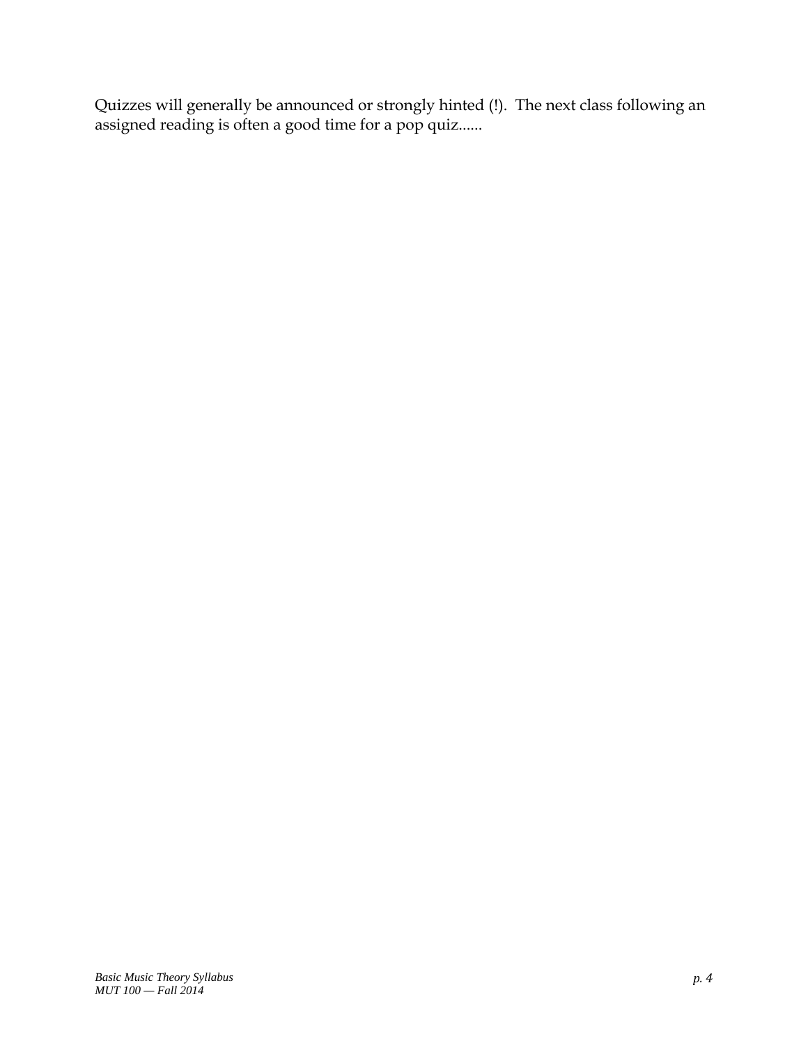Quizzes will generally be announced or strongly hinted (!). The next class following an assigned reading is often a good time for a pop quiz......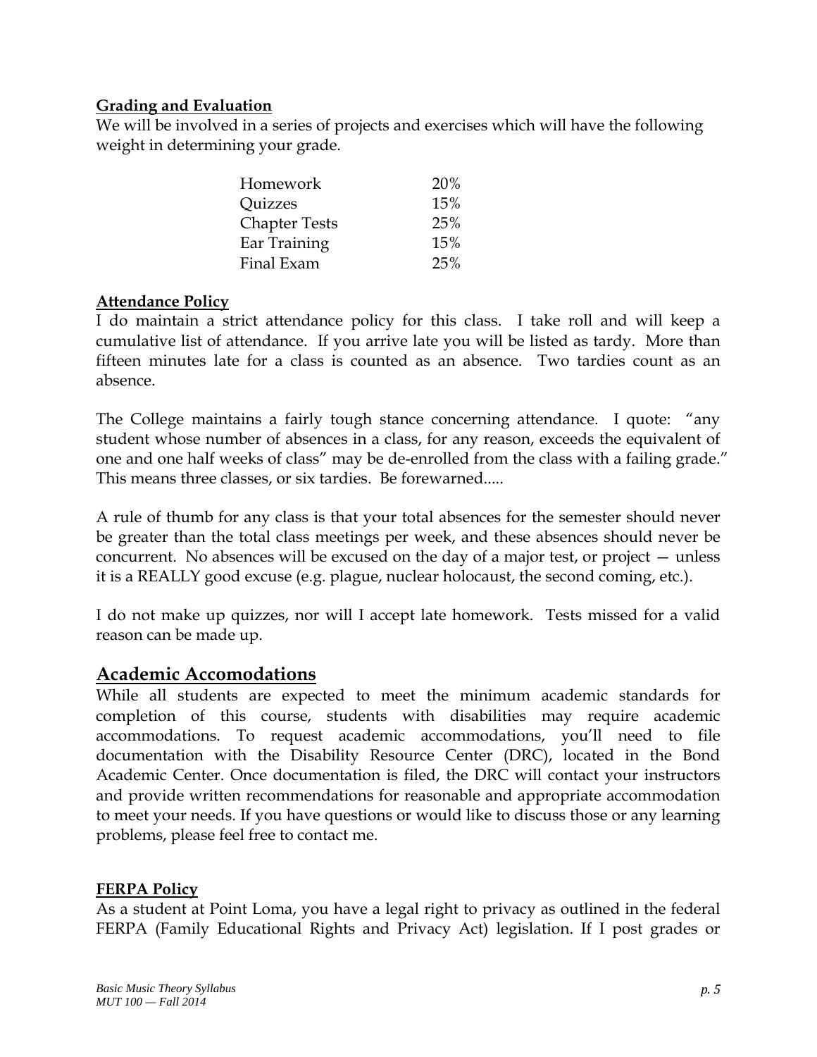**Grading and Evaluation**

We will be involved in a series of projects and exercises which will have the following weight in determining your grade.

| | |
|---|---|
| Homework | 20% |
| Quizzes | 15% |
| Chapter Tests | 25% |
| Ear Training | 15% |
| Final Exam | 25% |

**Attendance Policy**

I do maintain a strict attendance policy for this class. I take roll and will keep a cumulative list of attendance. If you arrive late you will be listed as tardy. More than fifteen minutes late for a class is counted as an absence. Two tardies count as an absence.

The College maintains a fairly tough stance concerning attendance. I quote: "any student whose number of absences in a class, for any reason, exceeds the equivalent of one and one half weeks of class" may be de-enrolled from the class with a failing grade." This means three classes, or six tardies. Be forewarned.....

A rule of thumb for any class is that your total absences for the semester should never be greater than the total class meetings per week, and these absences should never be concurrent. No absences will be excused on the day of a major test, or project — unless it is a REALLY good excuse (e.g. plague, nuclear holocaust, the second coming, etc.).

I do not make up quizzes, nor will I accept late homework. Tests missed for a valid reason can be made up.

## Academic Accomodations

While all students are expected to meet the minimum academic standards for completion of this course, students with disabilities may require academic accommodations. To request academic accommodations, you'll need to file documentation with the Disability Resource Center (DRC), located in the Bond Academic Center. Once documentation is filed, the DRC will contact your instructors and provide written recommendations for reasonable and appropriate accommodation to meet your needs. If you have questions or would like to discuss those or any learning problems, please feel free to contact me.

**FERPA Policy**

As a student at Point Loma, you have a legal right to privacy as outlined in the federal FERPA (Family Educational Rights and Privacy Act) legislation. If I post grades or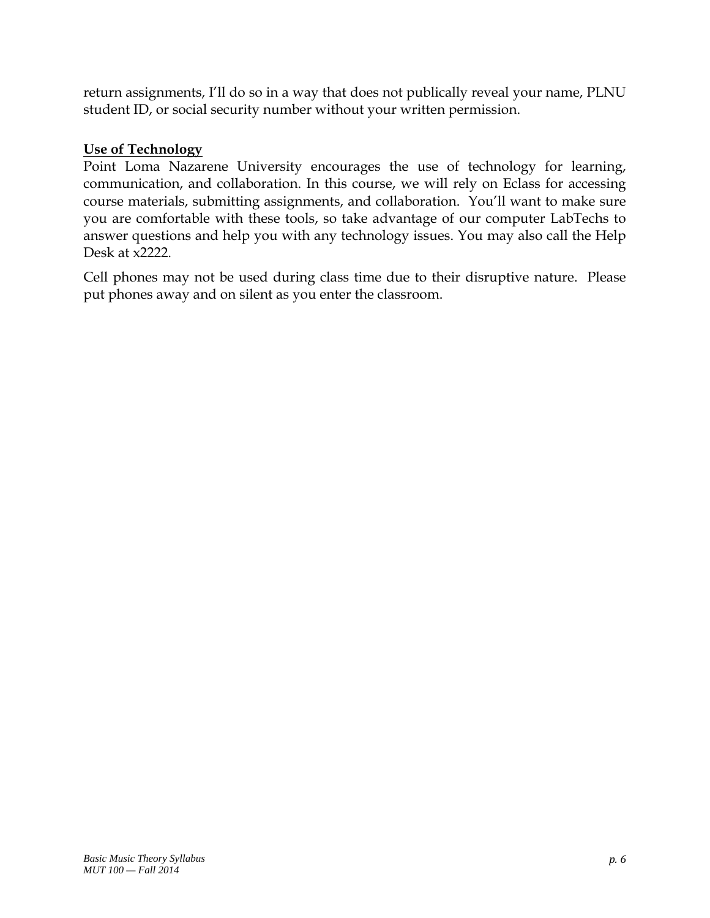return assignments, I'll do so in a way that does not publically reveal your name, PLNU student ID, or social security number without your written permission.

**Use of Technology**

Point Loma Nazarene University encourages the use of technology for learning, communication, and collaboration. In this course, we will rely on Eclass for accessing course materials, submitting assignments, and collaboration. You'll want to make sure you are comfortable with these tools, so take advantage of our computer LabTechs to answer questions and help you with any technology issues. You may also call the Help Desk at x2222.

Cell phones may not be used during class time due to their disruptive nature. Please put phones away and on silent as you enter the classroom.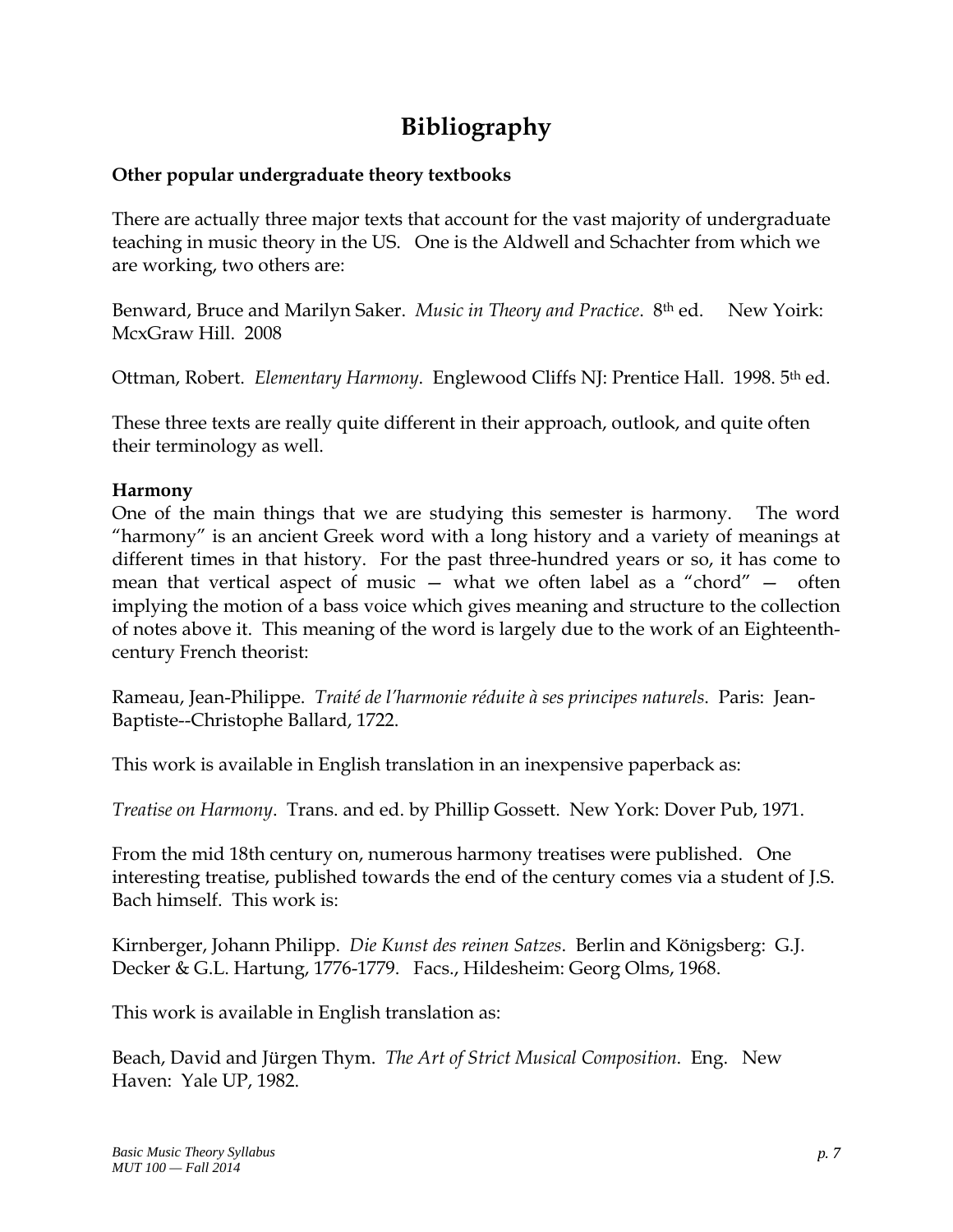# Bibliography

**Other popular undergraduate theory textbooks**

There are actually three major texts that account for the vast majority of undergraduate teaching in music theory in the US. One is the Aldwell and Schachter from which we are working, two others are:

Benward, Bruce and Marilyn Saker. *Music in Theory and Practice*. 8th ed. New Yoirk: McxGraw Hill. 2008

Ottman, Robert. *Elementary Harmony*. Englewood Cliffs NJ: Prentice Hall. 1998. 5th ed.

These three texts are really quite different in their approach, outlook, and quite often their terminology as well.

**Harmony**

One of the main things that we are studying this semester is harmony. The word "harmony" is an ancient Greek word with a long history and a variety of meanings at different times in that history. For the past three-hundred years or so, it has come to mean that vertical aspect of music — what we often label as a "chord" — often implying the motion of a bass voice which gives meaning and structure to the collection of notes above it. This meaning of the word is largely due to the work of an Eighteenth-century French theorist:

Rameau, Jean-Philippe. *Traité de l'harmonie réduite à ses principes naturels*. Paris: Jean-Baptiste--Christophe Ballard, 1722.

This work is available in English translation in an inexpensive paperback as:

*Treatise on Harmony*. Trans. and ed. by Phillip Gossett. New York: Dover Pub, 1971.

From the mid 18th century on, numerous harmony treatises were published. One interesting treatise, published towards the end of the century comes via a student of J.S. Bach himself. This work is:

Kirnberger, Johann Philipp. *Die Kunst des reinen Satzes*. Berlin and Königsberg: G.J. Decker & G.L. Hartung, 1776-1779. Facs., Hildesheim: Georg Olms, 1968.

This work is available in English translation as:

Beach, David and Jürgen Thym. *The Art of Strict Musical Composition*. Eng. New Haven: Yale UP, 1982.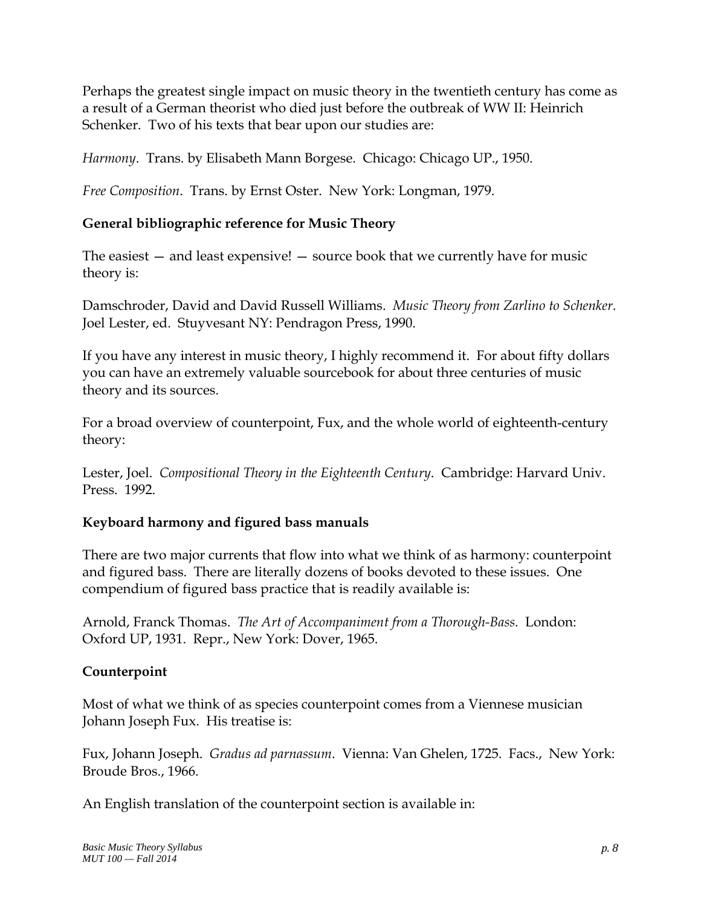Perhaps the greatest single impact on music theory in the twentieth century has come as a result of a German theorist who died just before the outbreak of WW II: Heinrich Schenker. Two of his texts that bear upon our studies are:

*Harmony*. Trans. by Elisabeth Mann Borgese. Chicago: Chicago UP., 1950.

*Free Composition*. Trans. by Ernst Oster. New York: Longman, 1979.

**General bibliographic reference for Music Theory**

The easiest — and least expensive! — source book that we currently have for music theory is:

Damschroder, David and David Russell Williams. *Music Theory from Zarlino to Schenker*. Joel Lester, ed. Stuyvesant NY: Pendragon Press, 1990.

If you have any interest in music theory, I highly recommend it. For about fifty dollars you can have an extremely valuable sourcebook for about three centuries of music theory and its sources.

For a broad overview of counterpoint, Fux, and the whole world of eighteenth-century theory:

Lester, Joel. *Compositional Theory in the Eighteenth Century*. Cambridge: Harvard Univ. Press. 1992.

**Keyboard harmony and figured bass manuals**

There are two major currents that flow into what we think of as harmony: counterpoint and figured bass. There are literally dozens of books devoted to these issues. One compendium of figured bass practice that is readily available is:

Arnold, Franck Thomas. *The Art of Accompaniment from a Thorough-Bass*. London: Oxford UP, 1931. Repr., New York: Dover, 1965.

**Counterpoint**

Most of what we think of as species counterpoint comes from a Viennese musician Johann Joseph Fux. His treatise is:

Fux, Johann Joseph. *Gradus ad parnassum*. Vienna: Van Ghelen, 1725. Facs., New York: Broude Bros., 1966.

An English translation of the counterpoint section is available in: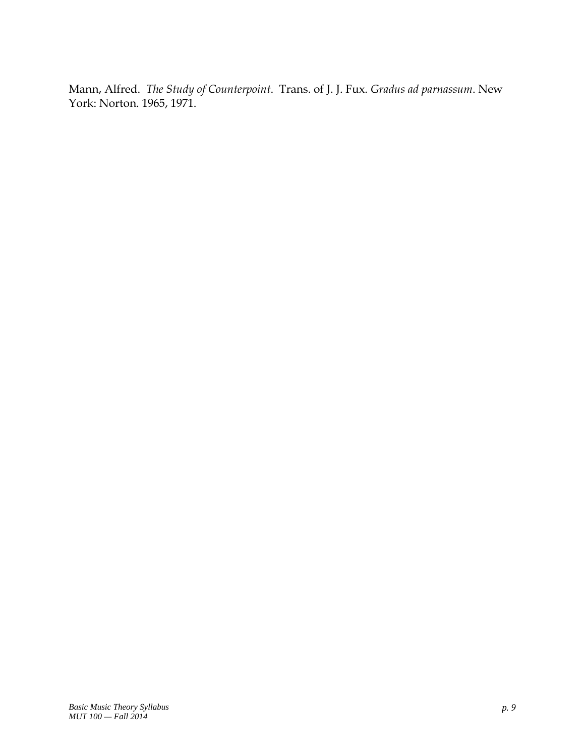Mann, Alfred. *The Study of Counterpoint*. Trans. of J. J. Fux. *Gradus ad parnassum*. New York: Norton. 1965, 1971.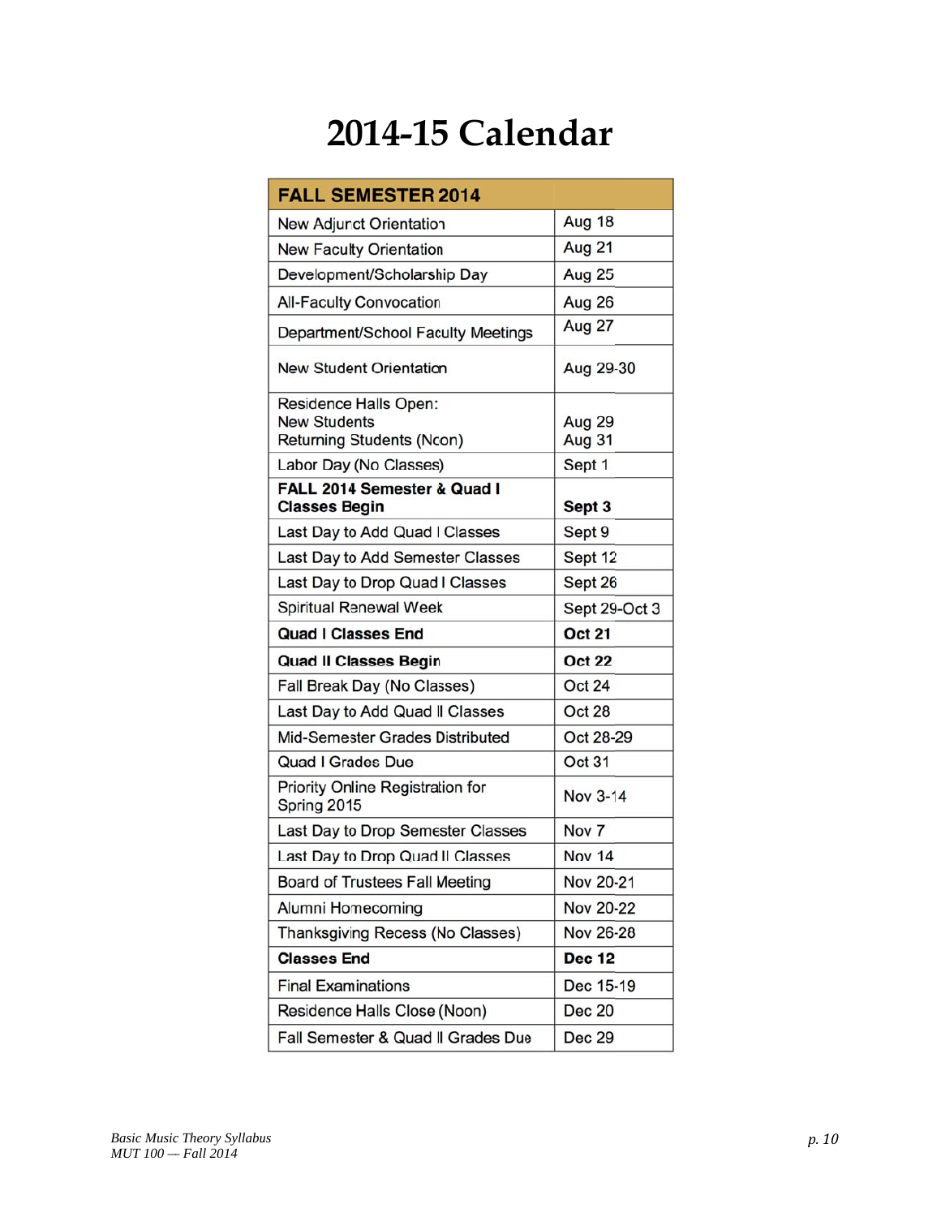# 2014-15 Calendar

| FALL SEMESTER 2014 | |
|---|---|
| New Adjunct Orientation | Aug 18 |
| New Faculty Orientation | Aug 21 |
| Development/Scholarship Day | Aug 25 |
| All-Faculty Convocation | Aug 26 |
| Department/School Faculty Meetings | Aug 27 |
| New Student Orientation | Aug 29-30 |
| Residence Halls Open: New Students Returning Students (Noon) | Aug 29 Aug 31 |
| Labor Day (No Classes) | Sept 1 |
| **FALL 2014 Semester & Quad I Classes Begin** | **Sept 3** |
| Last Day to Add Quad I Classes | Sept 9 |
| Last Day to Add Semester Classes | Sept 12 |
| Last Day to Drop Quad I Classes | Sept 26 |
| Spiritual Renewal Week | Sept 29-Oct 3 |
| **Quad I Classes End** | **Oct 21** |
| **Quad II Classes Begin** | **Oct 22** |
| Fall Break Day (No Classes) | Oct 24 |
| Last Day to Add Quad II Classes | Oct 28 |
| Mid-Semester Grades Distributed | Oct 28-29 |
| Quad I Grades Due | Oct 31 |
| Priority Online Registration for Spring 2015 | Nov 3-14 |
| Last Day to Drop Semester Classes | Nov 7 |
| Last Day to Drop Quad II Classes | Nov 14 |
| Board of Trustees Fall Meeting | Nov 20-21 |
| Alumni Homecoming | Nov 20-22 |
| Thanksgiving Recess (No Classes) | Nov 26-28 |
| **Classes End** | **Dec 12** |
| Final Examinations | Dec 15-19 |
| Residence Halls Close (Noon) | Dec 20 |
| Fall Semester & Quad II Grades Due | Dec 29 |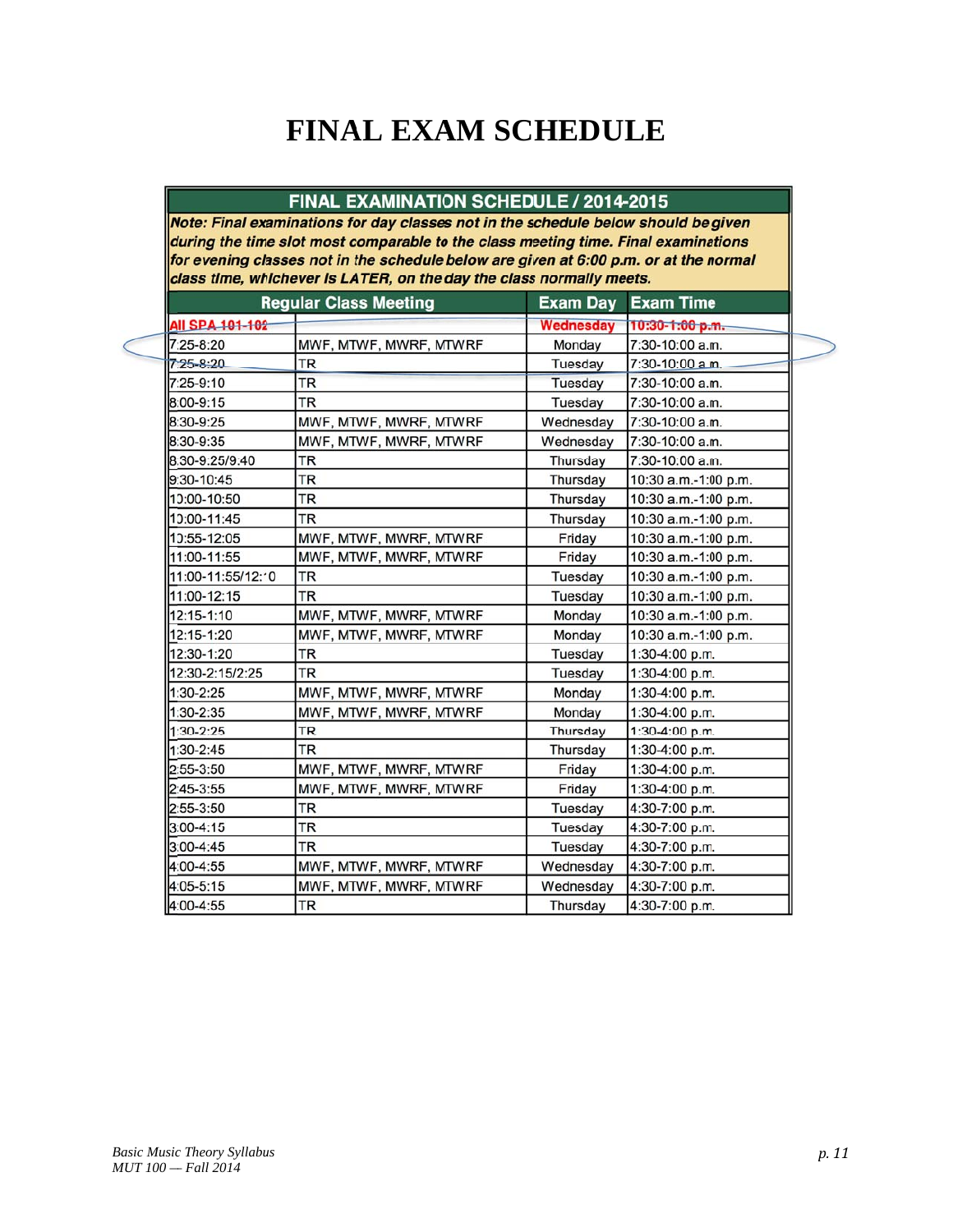# FINAL EXAM SCHEDULE

| FINAL EXAMINATION SCHEDULE / 2014-2015 | | | |
|---|---|---|---|
| *Note: Final examinations for day classes not in the schedule below should be given during the time slot most comparable to the class meeting time. Final examinations for evening classes not in the schedule below are given at 6:00 p.m. or at the normal class time, whichever is LATER, on the day the class normally meets.* | | | |
| **Regular Class Meeting** | | **Exam Day** | **Exam Time** |
| ~~All SPA 101-102~~ | | ~~Wednesday~~ | ~~10:30-1:00 p.m.~~ |
| 7:25-8:20 | MWF, MTWF, MWRF, MTWRF | Monday | 7:30-10:00 a.m. |
| 7:25-8:20 | TR | Tuesday | 7:30-10:00 a.m. |
| 7:25-9:10 | TR | Tuesday | 7:30-10:00 a.m. |
| 8:00-9:15 | TR | Tuesday | 7:30-10:00 a.m. |
| 8:30-9:25 | MWF, MTWF, MWRF, MTWRF | Wednesday | 7:30-10:00 a.m. |
| 8:30-9:35 | MWF, MTWF, MWRF, MTWRF | Wednesday | 7:30-10:00 a.m. |
| 8:30-9:25/9:40 | TR | Thursday | 7:30-10:00 a.m. |
| 9:30-10:45 | TR | Thursday | 10:30 a.m.-1:00 p.m. |
| 10:00-10:50 | TR | Thursday | 10:30 a.m.-1:00 p.m. |
| 10:00-11:45 | TR | Thursday | 10:30 a.m.-1:00 p.m. |
| 10:55-12:05 | MWF, MTWF, MWRF, MTWRF | Friday | 10:30 a.m.-1:00 p.m. |
| 11:00-11:55 | MWF, MTWF, MWRF, MTWRF | Friday | 10:30 a.m.-1:00 p.m. |
| 11:00-11:55/12:10 | TR | Tuesday | 10:30 a.m.-1:00 p.m. |
| 11:00-12:15 | TR | Tuesday | 10:30 a.m.-1:00 p.m. |
| 12:15-1:10 | MWF, MTWF, MWRF, MTWRF | Monday | 10:30 a.m.-1:00 p.m. |
| 12:15-1:20 | MWF, MTWF, MWRF, MTWRF | Monday | 10:30 a.m.-1:00 p.m. |
| 12:30-1:20 | TR | Tuesday | 1:30-4:00 p.m. |
| 12:30-2:15/2:25 | TR | Tuesday | 1:30-4:00 p.m. |
| 1:30-2:25 | MWF, MTWF, MWRF, MTWRF | Monday | 1:30-4:00 p.m. |
| 1:30-2:35 | MWF, MTWF, MWRF, MTWRF | Monday | 1:30-4:00 p.m. |
| 1:30-2:25 | TR | Thursday | 1:30-4:00 p.m. |
| 1:30-2:45 | TR | Thursday | 1:30-4:00 p.m. |
| 2:55-3:50 | MWF, MTWF, MWRF, MTWRF | Friday | 1:30-4:00 p.m. |
| 2:45-3:55 | MWF, MTWF, MWRF, MTWRF | Friday | 1:30-4:00 p.m. |
| 2:55-3:50 | TR | Tuesday | 4:30-7:00 p.m. |
| 3:00-4:15 | TR | Tuesday | 4:30-7:00 p.m. |
| 3:00-4:45 | TR | Tuesday | 4:30-7:00 p.m. |
| 4:00-4:55 | MWF, MTWF, MWRF, MTWRF | Wednesday | 4:30-7:00 p.m. |
| 4:05-5:15 | MWF, MTWF, MWRF, MTWRF | Wednesday | 4:30-7:00 p.m. |
| 4:00-4:55 | TR | Thursday | 4:30-7:00 p.m. |